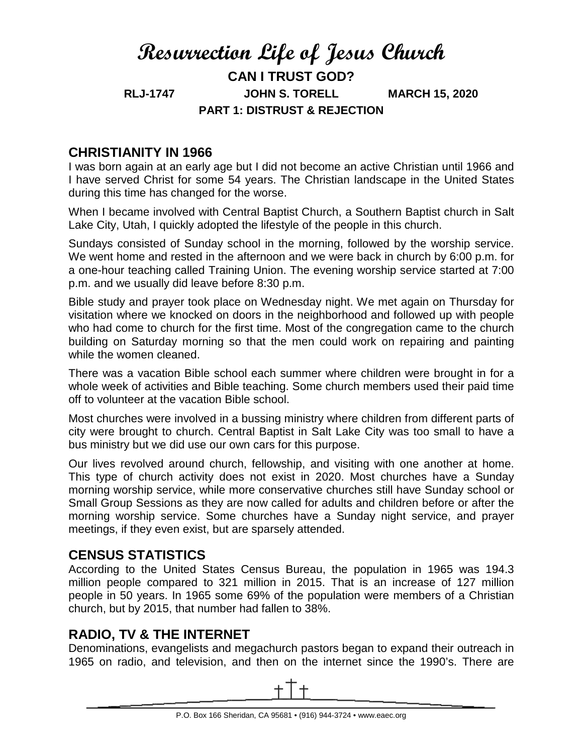# Resurrection Life of Jesus Church

## CAN I TRUST GOD?

**RLJ-1747 JOHN S. TORELL MARCH 15, 2020**

**PART 1: DISTRUST & REJECTION**

## CHRISTIANITY IN 1966

I was born again at an early age but I did not become an active Christian until 1966 and I have served Christ for some 54 years. The Christian landscape in the United States during this time has changed for the worse.

When I became involved with Central Baptist Church, a Southern Baptist church in Salt Lake City, Utah, I quickly adopted the lifestyle of the people in this church.

Sundays consisted of Sunday school in the morning, followed by the worship service. We went home and rested in the afternoon and we were back in church by 6:00 p.m. for a one-hour teaching called Training Union. The evening worship service started at 7:00 p.m. and we usually did leave before 8:30 p.m.

Bible study and prayer took place on Wednesday night. We met again on Thursday for visitation where we knocked on doors in the neighborhood and followed up with people who had come to church for the first time. Most of the congregation came to the church building on Saturday morning so that the men could work on repairing and painting while the women cleaned.

There was a vacation Bible school each summer where children were brought in for a whole week of activities and Bible teaching. Some church members used their paid time off to volunteer at the vacation Bible school.

Most churches were involved in a bussing ministry where children from different parts of city were brought to church. Central Baptist in Salt Lake City was too small to have a bus ministry but we did use our own cars for this purpose.

Our lives revolved around church, fellowship, and visiting with one another at home. This type of church activity does not exist in 2020. Most churches have a Sunday morning worship service, while more conservative churches still have Sunday school or Small Group Sessions as they are now called for adults and children before or after the morning worship service. Some churches have a Sunday night service, and prayer meetings, if they even exist, but are sparsely attended.

## CENSUS STATISTICS

According to the United States Census Bureau, the population in 1965 was 194.3 million people compared to 321 million in 2015. That is an increase of 127 million people in 50 years. In 1965 some 69% of the population were members of a Christian church, but by 2015, that number had fallen to 38%.

## RADIO, TV & THE INTERNET

Denominations, evangelists and megachurch pastors began to expand their outreach in 1965 on radio, and television, and then on the internet since the 1990's. There are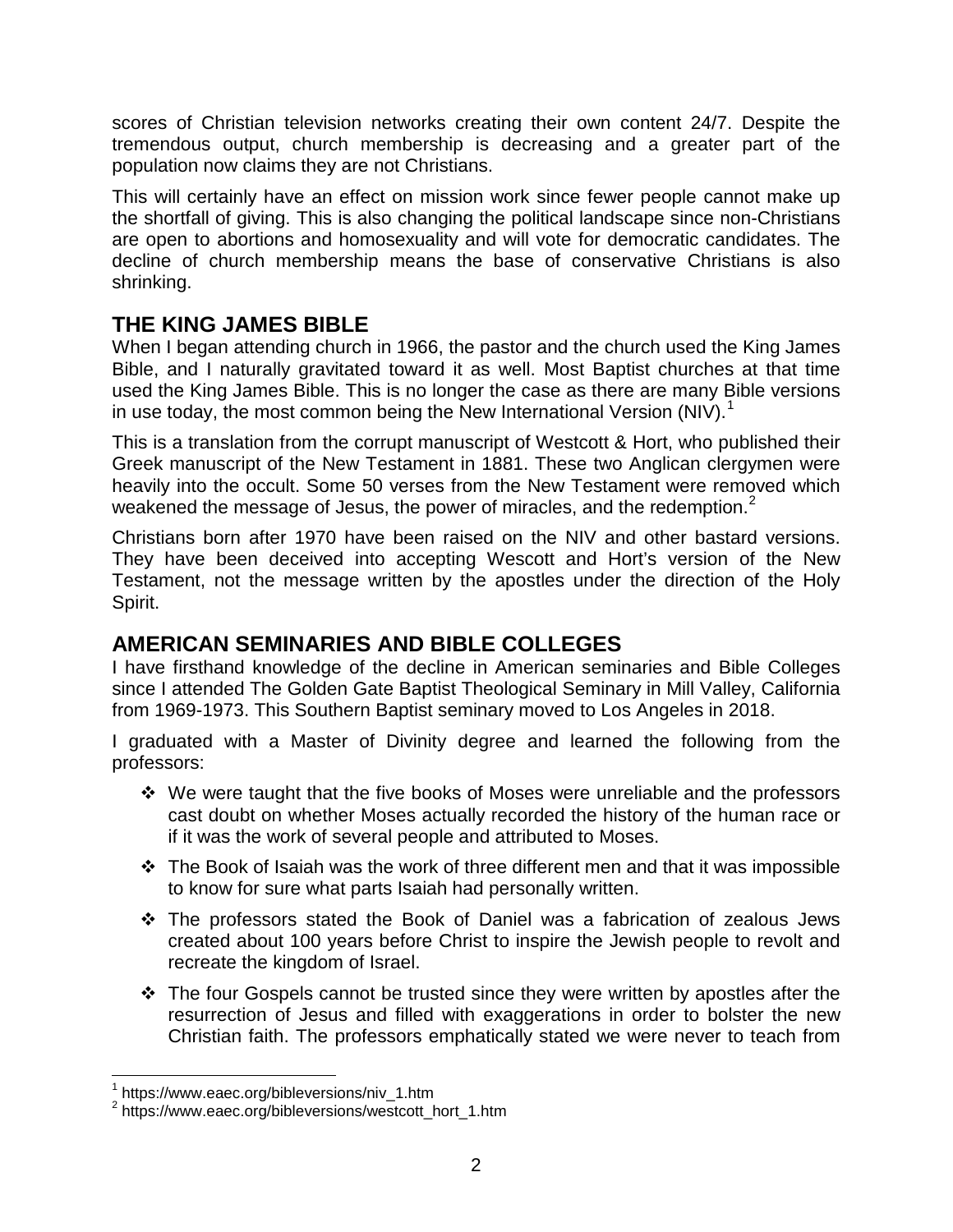scores of Christian television networks creating their own content 24/7. Despite the tremendous output, church membership is decreasing and a greater part of the population now claims they are not Christians.

This will certainly have an effect on mission work since fewer people cannot make up the shortfall of giving. This is also changing the political landscape since non-Christians are open to abortions and homosexuality and will vote for democratic candidates. The decline of church membership means the base of conservative Christians is also shrinking.

## THE KING JAMES BIBLE

When I began attending church in 1966, the pastor and the church used the King James Bible, and I naturally gravitated toward it as well. Most Baptist churches at that time used the King James Bible. This is no longer the case as there are many Bible versions in use today, the most common being the New International Version (NIV).[1]

This is a translation from the corrupt manuscript of Westcott & Hort, who published their Greek manuscript of the New Testament in 1881. These two Anglican clergymen were heavily into the occult. Some 50 verses from the New Testament were removed which weakened the message of Jesus, the power of miracles, and the redemption.[2]

Christians born after 1970 have been raised on the NIV and other bastard versions. They have been deceived into accepting Wescott and Hort's version of the New Testament, not the message written by the apostles under the direction of the Holy Spirit.

## AMERICAN SEMINARIES AND BIBLE COLLEGES

I have firsthand knowledge of the decline in American seminaries and Bible Colleges since I attended The Golden Gate Baptist Theological Seminary in Mill Valley, California from 1969-1973. This Southern Baptist seminary moved to Los Angeles in 2018.

I graduated with a Master of Divinity degree and learned the following from the professors:

- We were taught that the five books of Moses were unreliable and the professors cast doubt on whether Moses actually recorded the history of the human race or if it was the work of several people and attributed to Moses.
- The Book of Isaiah was the work of three different men and that it was impossible to know for sure what parts Isaiah had personally written.
- The professors stated the Book of Daniel was a fabrication of zealous Jews created about 100 years before Christ to inspire the Jewish people to revolt and recreate the kingdom of Israel.
- The four Gospels cannot be trusted since they were written by apostles after the resurrection of Jesus and filled with exaggerations in order to bolster the new Christian faith. The professors emphatically stated we were never to teach from

[1] https://www.eaec.org/bibleversions/niv_1.htm

[2] https://www.eaec.org/bibleversions/westcott_hort_1.htm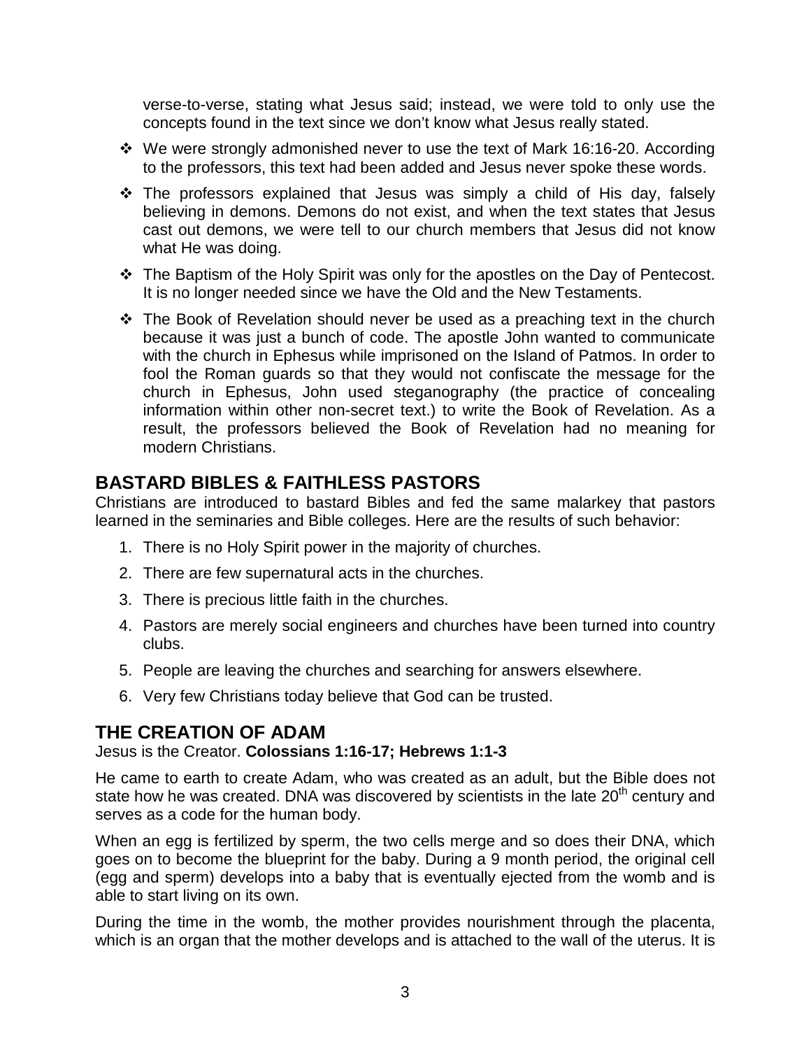verse-to-verse, stating what Jesus said; instead, we were told to only use the concepts found in the text since we don't know what Jesus really stated.

- We were strongly admonished never to use the text of Mark 16:16-20. According to the professors, this text had been added and Jesus never spoke these words.
- The professors explained that Jesus was simply a child of His day, falsely believing in demons. Demons do not exist, and when the text states that Jesus cast out demons, we were tell to our church members that Jesus did not know what He was doing.
- The Baptism of the Holy Spirit was only for the apostles on the Day of Pentecost. It is no longer needed since we have the Old and the New Testaments.
- The Book of Revelation should never be used as a preaching text in the church because it was just a bunch of code. The apostle John wanted to communicate with the church in Ephesus while imprisoned on the Island of Patmos. In order to fool the Roman guards so that they would not confiscate the message for the church in Ephesus, John used steganography (the practice of concealing information within other non-secret text.) to write the Book of Revelation. As a result, the professors believed the Book of Revelation had no meaning for modern Christians.

## BASTARD BIBLES & FAITHLESS PASTORS

Christians are introduced to bastard Bibles and fed the same malarkey that pastors learned in the seminaries and Bible colleges. Here are the results of such behavior:

1. There is no Holy Spirit power in the majority of churches.
2. There are few supernatural acts in the churches.
3. There is precious little faith in the churches.
4. Pastors are merely social engineers and churches have been turned into country clubs.
5. People are leaving the churches and searching for answers elsewhere.
6. Very few Christians today believe that God can be trusted.

## THE CREATION OF ADAM

Jesus is the Creator. **Colossians 1:16-17; Hebrews 1:1-3**

He came to earth to create Adam, who was created as an adult, but the Bible does not state how he was created. DNA was discovered by scientists in the late 20th century and serves as a code for the human body.

When an egg is fertilized by sperm, the two cells merge and so does their DNA, which goes on to become the blueprint for the baby. During a 9 month period, the original cell (egg and sperm) develops into a baby that is eventually ejected from the womb and is able to start living on its own.

During the time in the womb, the mother provides nourishment through the placenta, which is an organ that the mother develops and is attached to the wall of the uterus. It is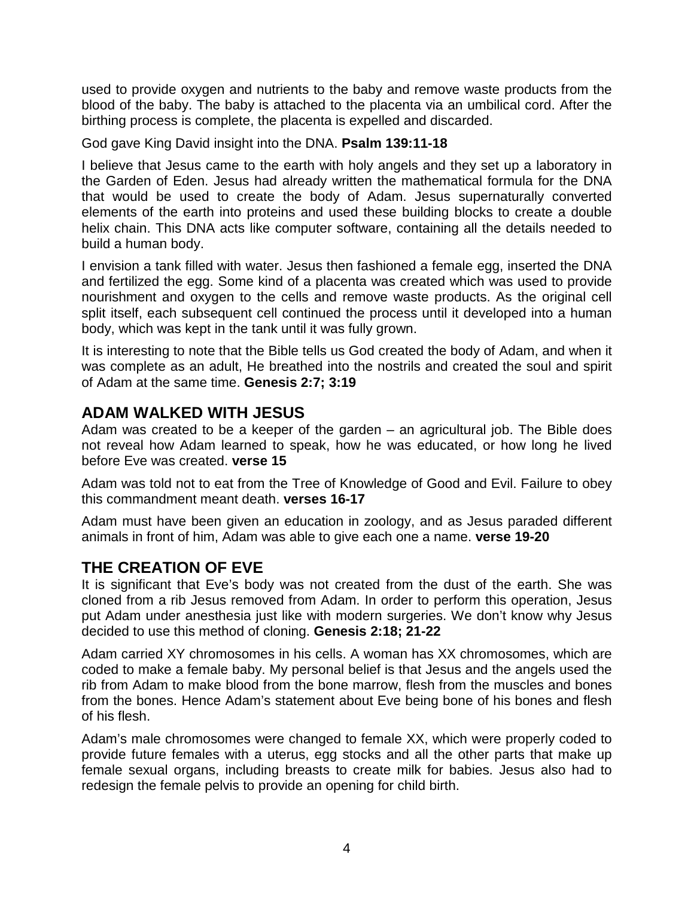used to provide oxygen and nutrients to the baby and remove waste products from the blood of the baby. The baby is attached to the placenta via an umbilical cord. After the birthing process is complete, the placenta is expelled and discarded.

God gave King David insight into the DNA. **Psalm 139:11-18**

I believe that Jesus came to the earth with holy angels and they set up a laboratory in the Garden of Eden. Jesus had already written the mathematical formula for the DNA that would be used to create the body of Adam. Jesus supernaturally converted elements of the earth into proteins and used these building blocks to create a double helix chain. This DNA acts like computer software, containing all the details needed to build a human body.

I envision a tank filled with water. Jesus then fashioned a female egg, inserted the DNA and fertilized the egg. Some kind of a placenta was created which was used to provide nourishment and oxygen to the cells and remove waste products. As the original cell split itself, each subsequent cell continued the process until it developed into a human body, which was kept in the tank until it was fully grown.

It is interesting to note that the Bible tells us God created the body of Adam, and when it was complete as an adult, He breathed into the nostrils and created the soul and spirit of Adam at the same time. **Genesis 2:7; 3:19**

## ADAM WALKED WITH JESUS

Adam was created to be a keeper of the garden – an agricultural job. The Bible does not reveal how Adam learned to speak, how he was educated, or how long he lived before Eve was created. **verse 15**

Adam was told not to eat from the Tree of Knowledge of Good and Evil. Failure to obey this commandment meant death. **verses 16-17**

Adam must have been given an education in zoology, and as Jesus paraded different animals in front of him, Adam was able to give each one a name. **verse 19-20**

## THE CREATION OF EVE

It is significant that Eve's body was not created from the dust of the earth. She was cloned from a rib Jesus removed from Adam. In order to perform this operation, Jesus put Adam under anesthesia just like with modern surgeries. We don't know why Jesus decided to use this method of cloning. **Genesis 2:18; 21-22**

Adam carried XY chromosomes in his cells. A woman has XX chromosomes, which are coded to make a female baby. My personal belief is that Jesus and the angels used the rib from Adam to make blood from the bone marrow, flesh from the muscles and bones from the bones. Hence Adam's statement about Eve being bone of his bones and flesh of his flesh.

Adam's male chromosomes were changed to female XX, which were properly coded to provide future females with a uterus, egg stocks and all the other parts that make up female sexual organs, including breasts to create milk for babies. Jesus also had to redesign the female pelvis to provide an opening for child birth.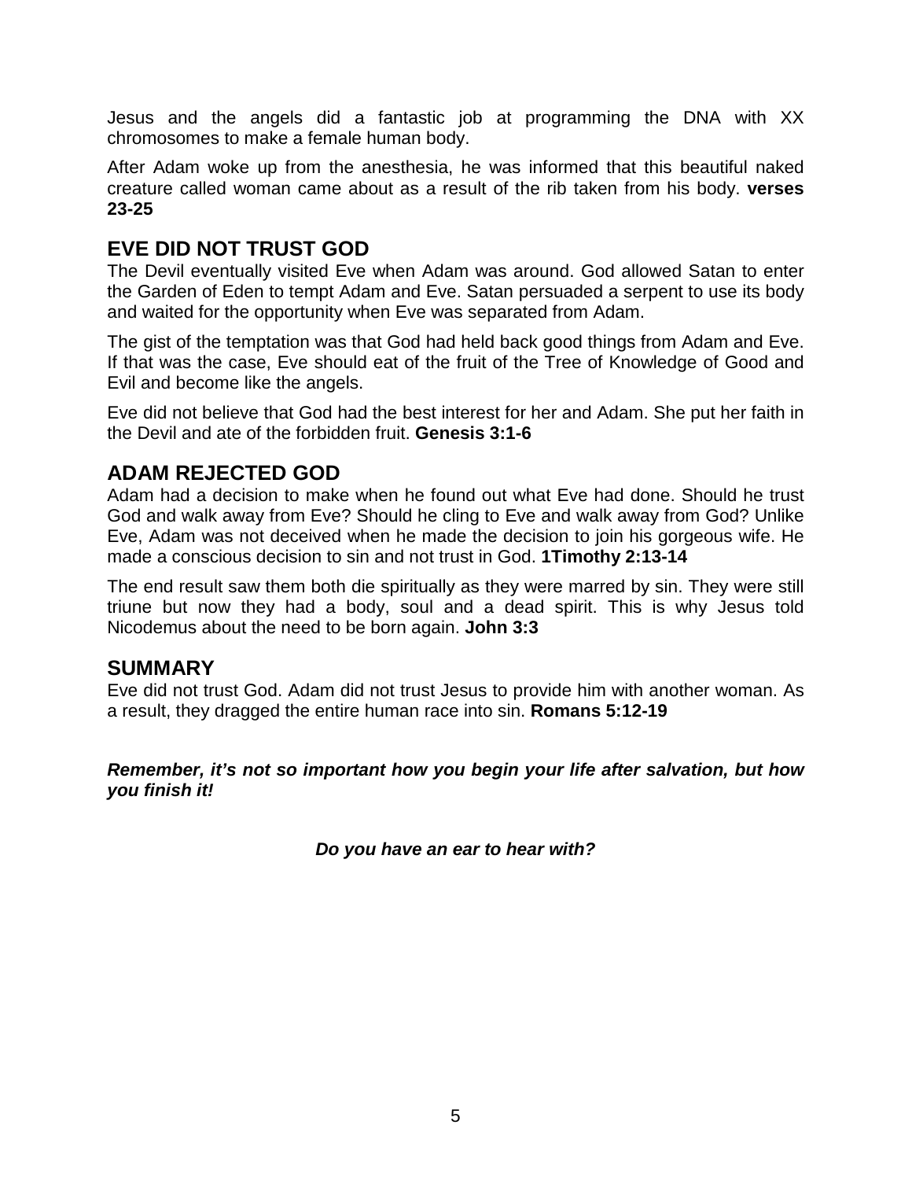Jesus and the angels did a fantastic job at programming the DNA with XX chromosomes to make a female human body.

After Adam woke up from the anesthesia, he was informed that this beautiful naked creature called woman came about as a result of the rib taken from his body. **verses 23-25**

## EVE DID NOT TRUST GOD

The Devil eventually visited Eve when Adam was around. God allowed Satan to enter the Garden of Eden to tempt Adam and Eve. Satan persuaded a serpent to use its body and waited for the opportunity when Eve was separated from Adam.

The gist of the temptation was that God had held back good things from Adam and Eve. If that was the case, Eve should eat of the fruit of the Tree of Knowledge of Good and Evil and become like the angels.

Eve did not believe that God had the best interest for her and Adam. She put her faith in the Devil and ate of the forbidden fruit. **Genesis 3:1-6**

## ADAM REJECTED GOD

Adam had a decision to make when he found out what Eve had done. Should he trust God and walk away from Eve? Should he cling to Eve and walk away from God? Unlike Eve, Adam was not deceived when he made the decision to join his gorgeous wife. He made a conscious decision to sin and not trust in God. **1Timothy 2:13-14**

The end result saw them both die spiritually as they were marred by sin. They were still triune but now they had a body, soul and a dead spirit. This is why Jesus told Nicodemus about the need to be born again. **John 3:3**

## SUMMARY

Eve did not trust God. Adam did not trust Jesus to provide him with another woman. As a result, they dragged the entire human race into sin. **Romans 5:12-19**

***Remember, it's not so important how you begin your life after salvation, but how you finish it!***

***Do you have an ear to hear with?***